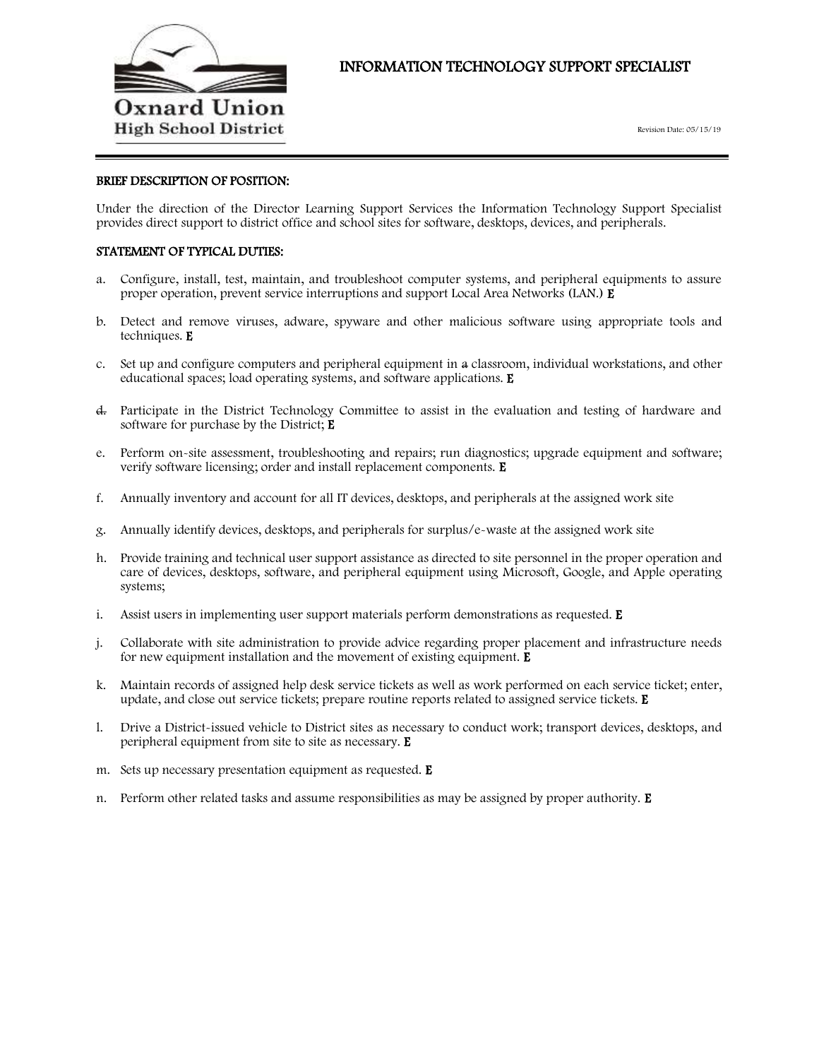Oxnard Union High School District

# INFORMATION TECHNOLOGY SUPPORT SPECIALIST

Revision Date: 05/15/19

## BRIEF DESCRIPTION OF POSITION:

Under the direction of the Director Learning Support Services the Information Technology Support Specialist provides direct support to district office and school sites for software, desktops, devices, and peripherals.

## STATEMENT OF TYPICAL DUTIES:

a. Configure, install, test, maintain, and troubleshoot computer systems, and peripheral equipments to assure proper operation, prevent service interruptions and support Local Area Networks (LAN.) **E**

b. Detect and remove viruses, adware, spyware and other malicious software using appropriate tools and techniques. **E**

c. Set up and configure computers and peripheral equipment in ~~a~~ classroom, individual workstations, and other educational spaces; load operating systems, and software applications. **E**

~~d.~~ Participate in the District Technology Committee to assist in the evaluation and testing of hardware and software for purchase by the District; **E**

e. Perform on-site assessment, troubleshooting and repairs; run diagnostics; upgrade equipment and software; verify software licensing; order and install replacement components. **E**

f. Annually inventory and account for all IT devices, desktops, and peripherals at the assigned work site

g. Annually identify devices, desktops, and peripherals for surplus/e-waste at the assigned work site

h. Provide training and technical user support assistance as directed to site personnel in the proper operation and care of devices, desktops, software, and peripheral equipment using Microsoft, Google, and Apple operating systems;

i. Assist users in implementing user support materials perform demonstrations as requested. **E**

j. Collaborate with site administration to provide advice regarding proper placement and infrastructure needs for new equipment installation and the movement of existing equipment. **E**

k. Maintain records of assigned help desk service tickets as well as work performed on each service ticket; enter, update, and close out service tickets; prepare routine reports related to assigned service tickets. **E**

l. Drive a District-issued vehicle to District sites as necessary to conduct work; transport devices, desktops, and peripheral equipment from site to site as necessary. **E**

m. Sets up necessary presentation equipment as requested. **E**

n. Perform other related tasks and assume responsibilities as may be assigned by proper authority. **E**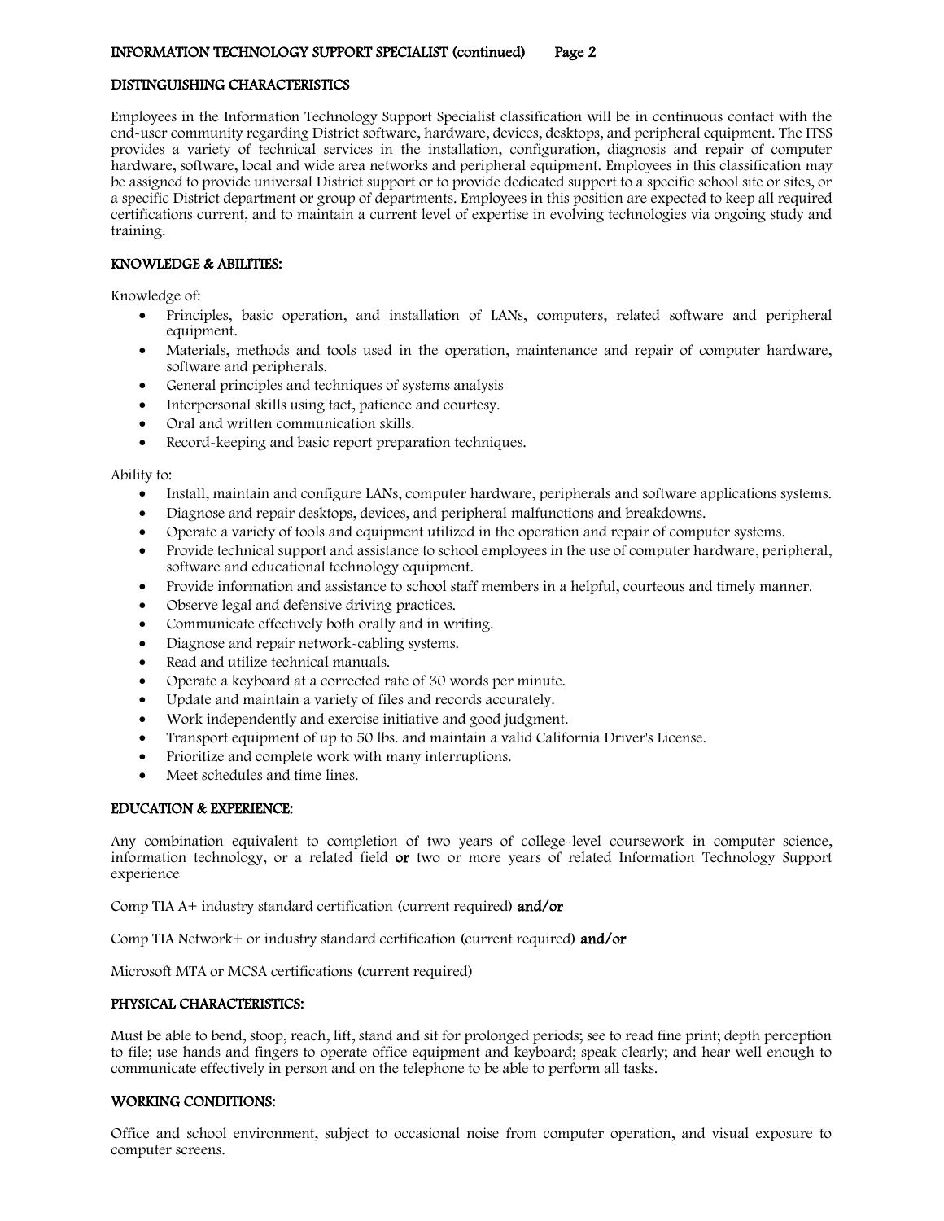## DISTINGUISHING CHARACTERISTICS

Employees in the Information Technology Support Specialist classification will be in continuous contact with the end-user community regarding District software, hardware, devices, desktops, and peripheral equipment. The ITSS provides a variety of technical services in the installation, configuration, diagnosis and repair of computer hardware, software, local and wide area networks and peripheral equipment. Employees in this classification may be assigned to provide universal District support or to provide dedicated support to a specific school site or sites, or a specific District department or group of departments. Employees in this position are expected to keep all required certifications current, and to maintain a current level of expertise in evolving technologies via ongoing study and training.

## KNOWLEDGE & ABILITIES:

Knowledge of:

- Principles, basic operation, and installation of LANs, computers, related software and peripheral equipment.
- Materials, methods and tools used in the operation, maintenance and repair of computer hardware, software and peripherals.
- General principles and techniques of systems analysis
- Interpersonal skills using tact, patience and courtesy.
- Oral and written communication skills.
- Record-keeping and basic report preparation techniques.

Ability to:

- Install, maintain and configure LANs, computer hardware, peripherals and software applications systems.
- Diagnose and repair desktops, devices, and peripheral malfunctions and breakdowns.
- Operate a variety of tools and equipment utilized in the operation and repair of computer systems.
- Provide technical support and assistance to school employees in the use of computer hardware, peripheral, software and educational technology equipment.
- Provide information and assistance to school staff members in a helpful, courteous and timely manner.
- Observe legal and defensive driving practices.
- Communicate effectively both orally and in writing.
- Diagnose and repair network-cabling systems.
- Read and utilize technical manuals.
- Operate a keyboard at a corrected rate of 30 words per minute.
- Update and maintain a variety of files and records accurately.
- Work independently and exercise initiative and good judgment.
- Transport equipment of up to 50 lbs. and maintain a valid California Driver's License.
- Prioritize and complete work with many interruptions.
- Meet schedules and time lines.

## EDUCATION & EXPERIENCE:

Any combination equivalent to completion of two years of college-level coursework in computer science, information technology, or a related field **<u>or</u>** two or more years of related Information Technology Support experience

Comp TIA A+ industry standard certification (current required) **and/or**

Comp TIA Network+ or industry standard certification (current required) **and/or**

Microsoft MTA or MCSA certifications (current required)

## PHYSICAL CHARACTERISTICS:

Must be able to bend, stoop, reach, lift, stand and sit for prolonged periods; see to read fine print; depth perception to file; use hands and fingers to operate office equipment and keyboard; speak clearly; and hear well enough to communicate effectively in person and on the telephone to be able to perform all tasks.

## WORKING CONDITIONS:

Office and school environment, subject to occasional noise from computer operation, and visual exposure to computer screens.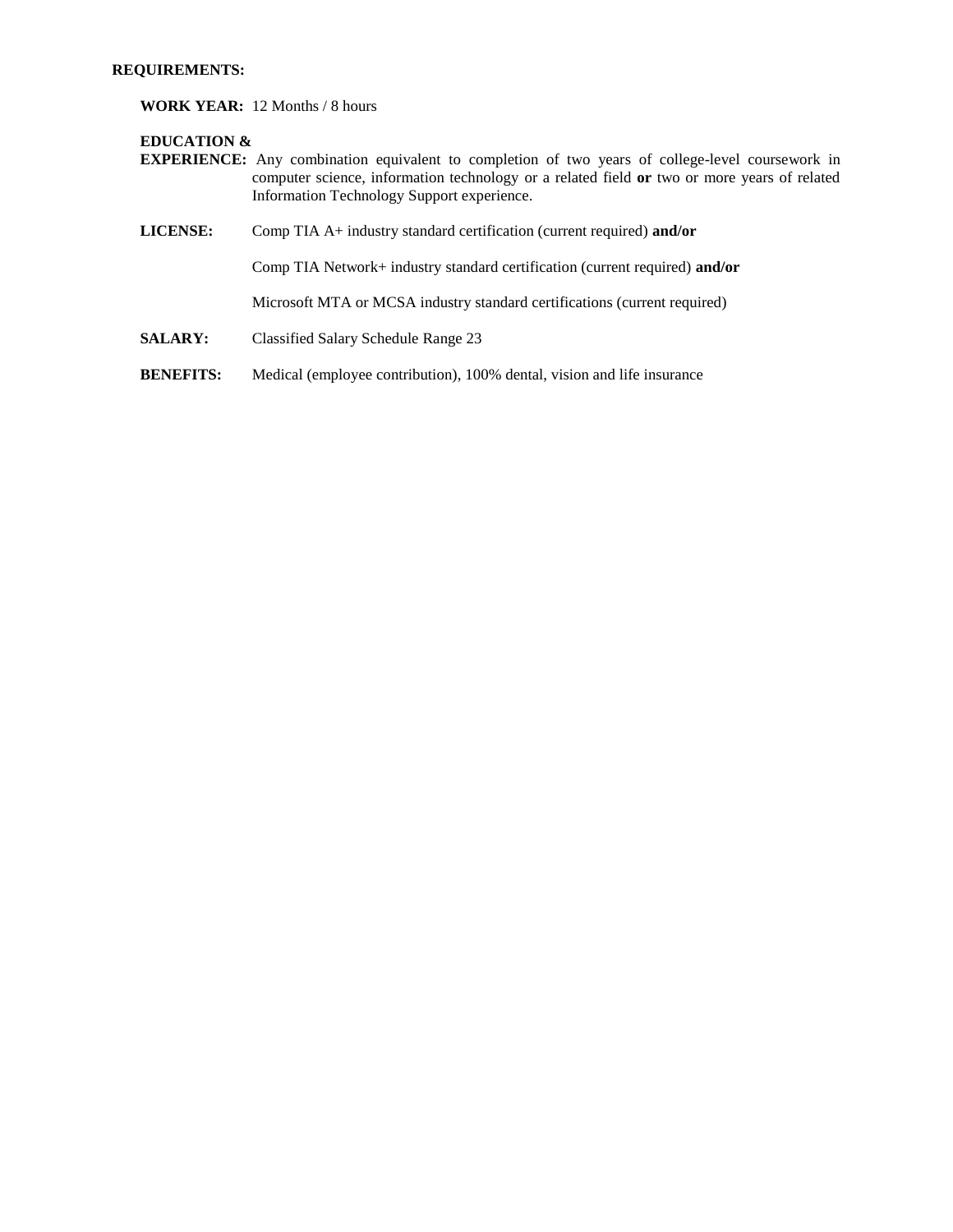**REQUIREMENTS:**

**WORK YEAR:** 12 Months / 8 hours

**EDUCATION & EXPERIENCE:** Any combination equivalent to completion of two years of college-level coursework in computer science, information technology or a related field **or** two or more years of related Information Technology Support experience.

**LICENSE:** Comp TIA A+ industry standard certification (current required) **and/or**

Comp TIA Network+ industry standard certification (current required) **and/or**

Microsoft MTA or MCSA industry standard certifications (current required)

**SALARY:** Classified Salary Schedule Range 23

**BENEFITS:** Medical (employee contribution), 100% dental, vision and life insurance